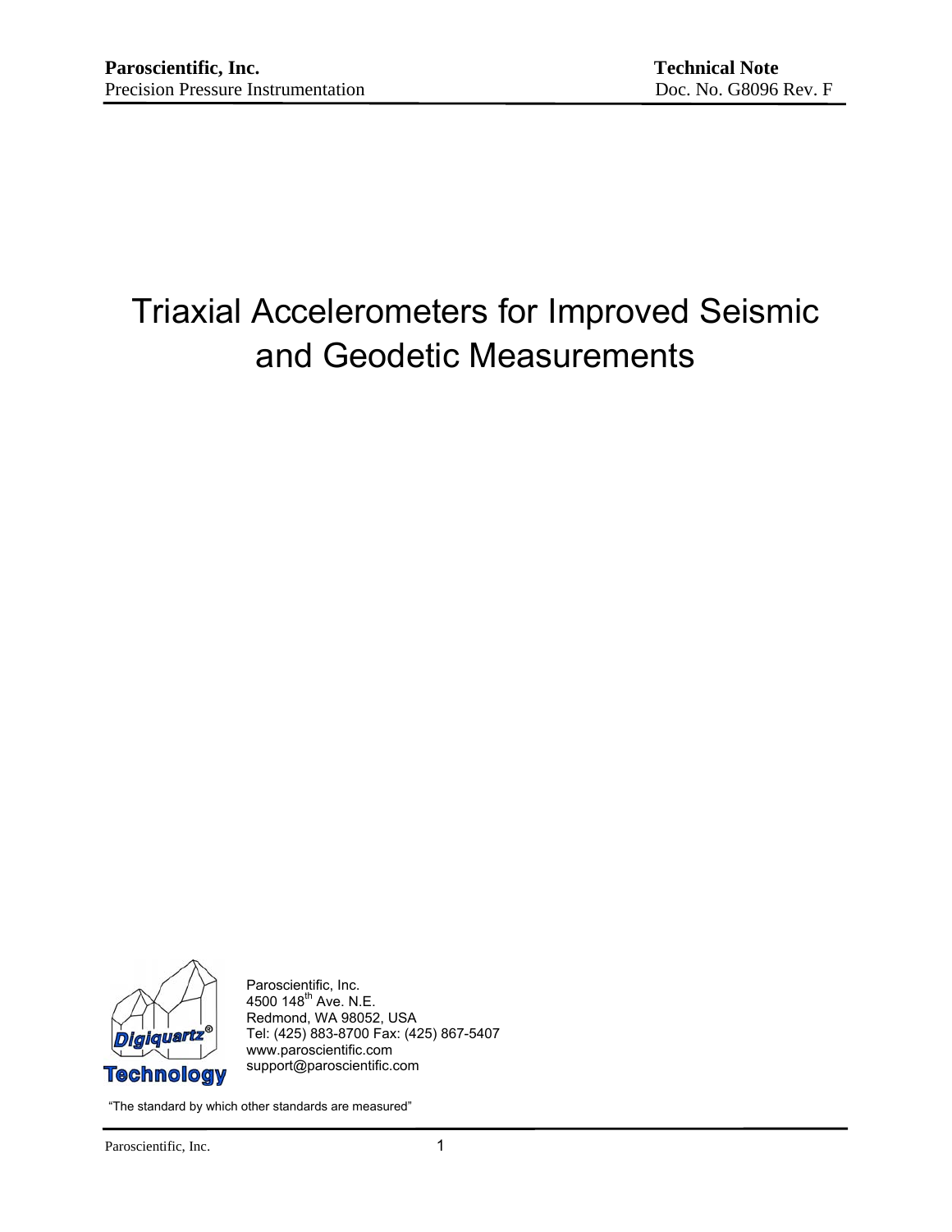**Paroscientific, Inc.**
Precision Pressure Instrumentation

**Technical Note**
Doc. No. G8096 Rev. F

# Triaxial Accelerometers for Improved Seismic and Geodetic Measurements

Paroscientific, Inc.
4500 148th Ave. N.E.
Redmond, WA 98052, USA
Tel: (425) 883-8700 Fax: (425) 867-5407
www.paroscientific.com
support@paroscientific.com

"The standard by which other standards are measured"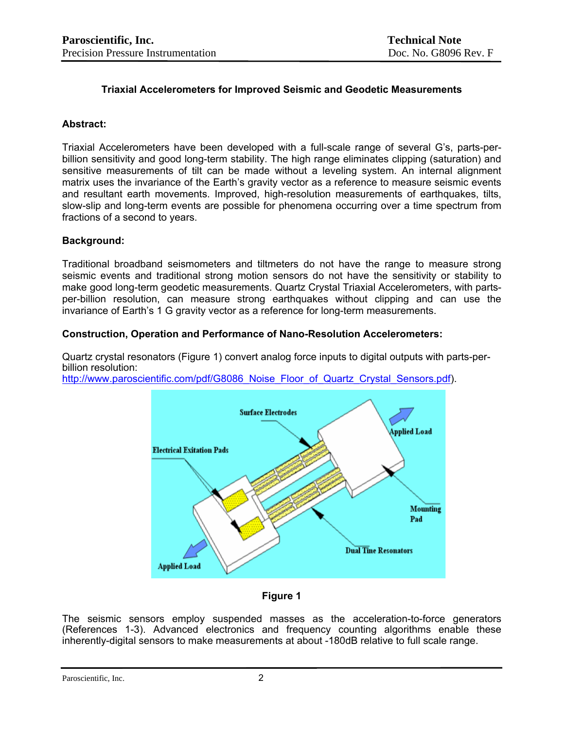### Triaxial Accelerometers for Improved Seismic and Geodetic Measurements

#### Abstract:

Triaxial Accelerometers have been developed with a full-scale range of several G's, parts-per-billion sensitivity and good long-term stability. The high range eliminates clipping (saturation) and sensitive measurements of tilt can be made without a leveling system. An internal alignment matrix uses the invariance of the Earth's gravity vector as a reference to measure seismic events and resultant earth movements. Improved, high-resolution measurements of earthquakes, tilts, slow-slip and long-term events are possible for phenomena occurring over a time spectrum from fractions of a second to years.

#### Background:

Traditional broadband seismometers and tiltmeters do not have the range to measure strong seismic events and traditional strong motion sensors do not have the sensitivity or stability to make good long-term geodetic measurements. Quartz Crystal Triaxial Accelerometers, with parts-per-billion resolution, can measure strong earthquakes without clipping and can use the invariance of Earth's 1 G gravity vector as a reference for long-term measurements.

#### Construction, Operation and Performance of Nano-Resolution Accelerometers:

Quartz crystal resonators (Figure 1) convert analog force inputs to digital outputs with parts-per-billion resolution:
http://www.paroscientific.com/pdf/G8086_Noise_Floor_of_Quartz_Crystal_Sensors.pdf).

Figure 1

The seismic sensors employ suspended masses as the acceleration-to-force generators (References 1-3). Advanced electronics and frequency counting algorithms enable these inherently-digital sensors to make measurements at about -180dB relative to full scale range.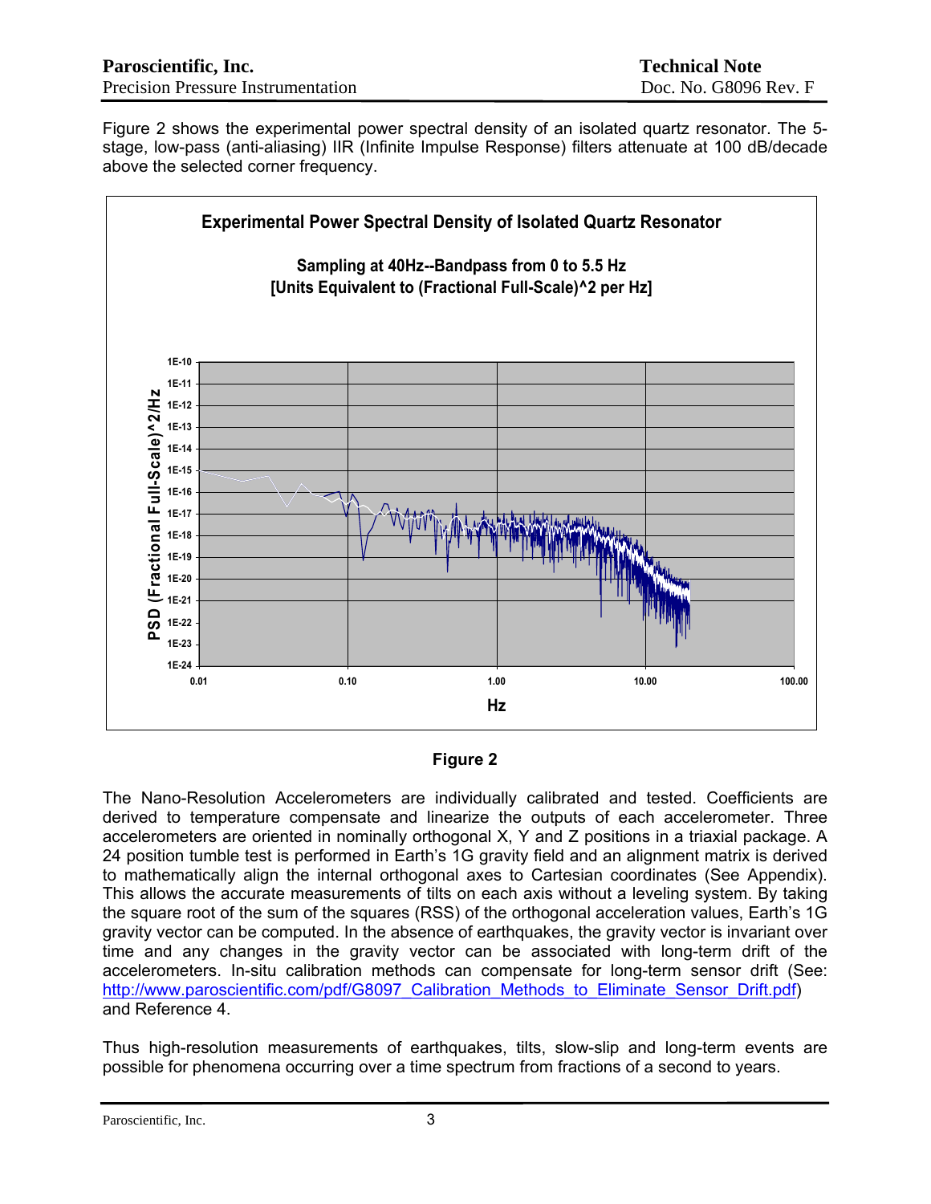Figure 2 shows the experimental power spectral density of an isolated quartz resonator. The 5-stage, low-pass (anti-aliasing) IIR (Infinite Impulse Response) filters attenuate at 100 dB/decade above the selected corner frequency.

**Figure 2**

The Nano-Resolution Accelerometers are individually calibrated and tested. Coefficients are derived to temperature compensate and linearize the outputs of each accelerometer. Three accelerometers are oriented in nominally orthogonal X, Y and Z positions in a triaxial package. A 24 position tumble test is performed in Earth's 1G gravity field and an alignment matrix is derived to mathematically align the internal orthogonal axes to Cartesian coordinates (See Appendix). This allows the accurate measurements of tilts on each axis without a leveling system. By taking the square root of the sum of the squares (RSS) of the orthogonal acceleration values, Earth's 1G gravity vector can be computed. In the absence of earthquakes, the gravity vector is invariant over time and any changes in the gravity vector can be associated with long-term drift of the accelerometers. In-situ calibration methods can compensate for long-term sensor drift (See: http://www.paroscientific.com/pdf/G8097_Calibration_Methods_to_Eliminate_Sensor_Drift.pdf) and Reference 4.

Thus high-resolution measurements of earthquakes, tilts, slow-slip and long-term events are possible for phenomena occurring over a time spectrum from fractions of a second to years.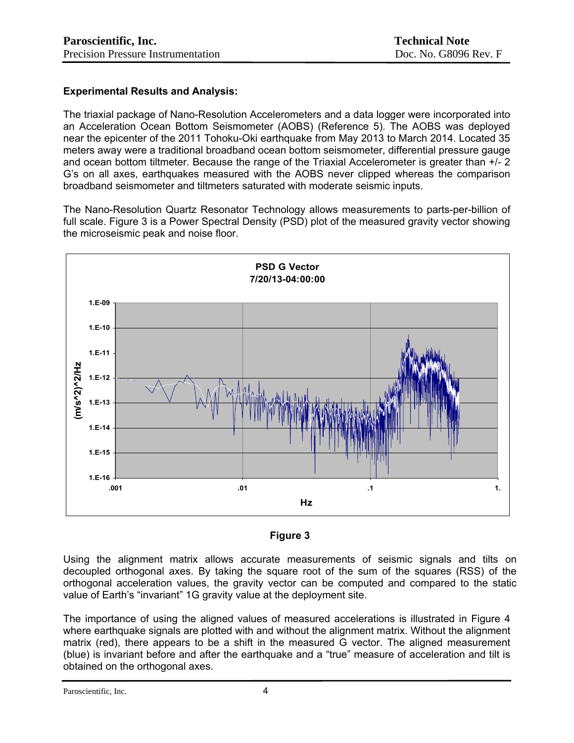**Experimental Results and Analysis:**

The triaxial package of Nano-Resolution Accelerometers and a data logger were incorporated into an Acceleration Ocean Bottom Seismometer (AOBS) (Reference 5). The AOBS was deployed near the epicenter of the 2011 Tohoku-Oki earthquake from May 2013 to March 2014. Located 35 meters away were a traditional broadband ocean bottom seismometer, differential pressure gauge and ocean bottom tiltmeter. Because the range of the Triaxial Accelerometer is greater than +/- 2 G's on all axes, earthquakes measured with the AOBS never clipped whereas the comparison broadband seismometer and tiltmeters saturated with moderate seismic inputs.

The Nano-Resolution Quartz Resonator Technology allows measurements to parts-per-billion of full scale. Figure 3 is a Power Spectral Density (PSD) plot of the measured gravity vector showing the microseismic peak and noise floor.

**Figure 3**

Using the alignment matrix allows accurate measurements of seismic signals and tilts on decoupled orthogonal axes. By taking the square root of the sum of the squares (RSS) of the orthogonal acceleration values, the gravity vector can be computed and compared to the static value of Earth's "invariant" 1G gravity value at the deployment site.

The importance of using the aligned values of measured accelerations is illustrated in Figure 4 where earthquake signals are plotted with and without the alignment matrix. Without the alignment matrix (red), there appears to be a shift in the measured G vector. The aligned measurement (blue) is invariant before and after the earthquake and a "true" measure of acceleration and tilt is obtained on the orthogonal axes.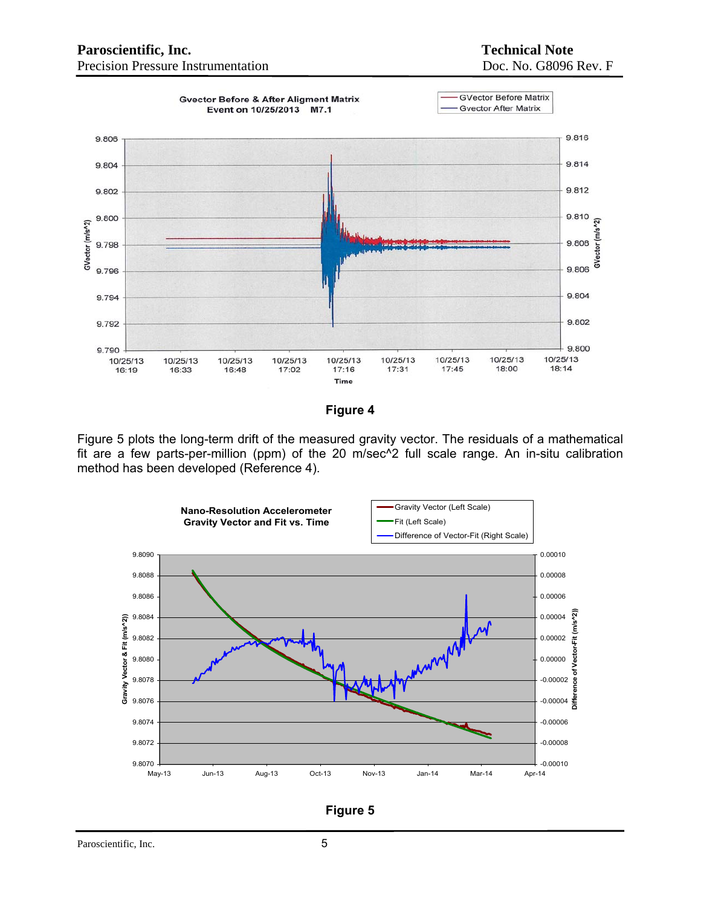Figure 4

Figure 5 plots the long-term drift of the measured gravity vector. The residuals of a mathematical fit are a few parts-per-million (ppm) of the 20 m/sec^2 full scale range. An in-situ calibration method has been developed (Reference 4).

Figure 5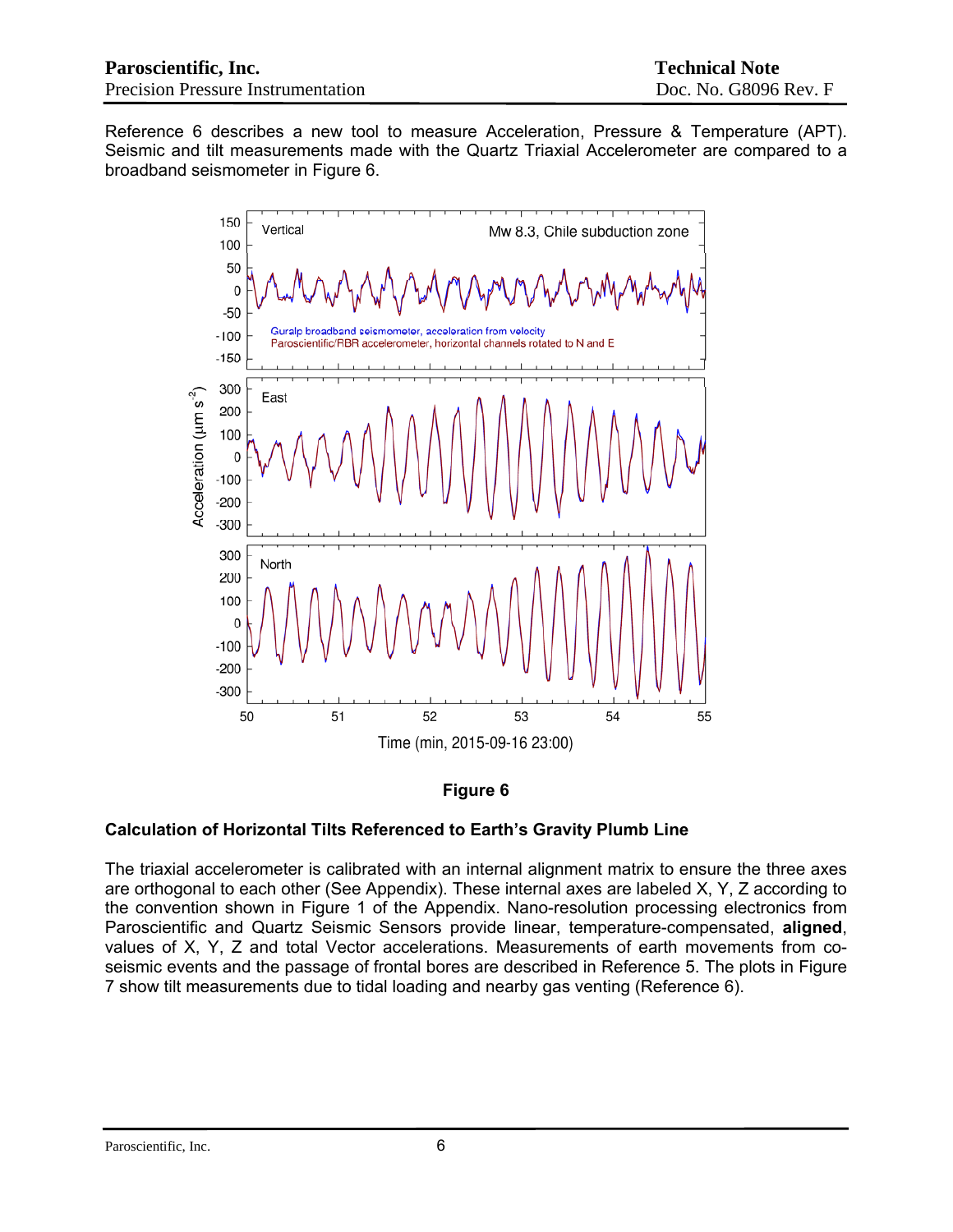Reference 6 describes a new tool to measure Acceleration, Pressure & Temperature (APT). Seismic and tilt measurements made with the Quartz Triaxial Accelerometer are compared to a broadband seismometer in Figure 6.

**Figure 6**

### Calculation of Horizontal Tilts Referenced to Earth's Gravity Plumb Line

The triaxial accelerometer is calibrated with an internal alignment matrix to ensure the three axes are orthogonal to each other (See Appendix). These internal axes are labeled X, Y, Z according to the convention shown in Figure 1 of the Appendix. Nano-resolution processing electronics from Paroscientific and Quartz Seismic Sensors provide linear, temperature-compensated, **aligned**, values of X, Y, Z and total Vector accelerations. Measurements of earth movements from co-seismic events and the passage of frontal bores are described in Reference 5. The plots in Figure 7 show tilt measurements due to tidal loading and nearby gas venting (Reference 6).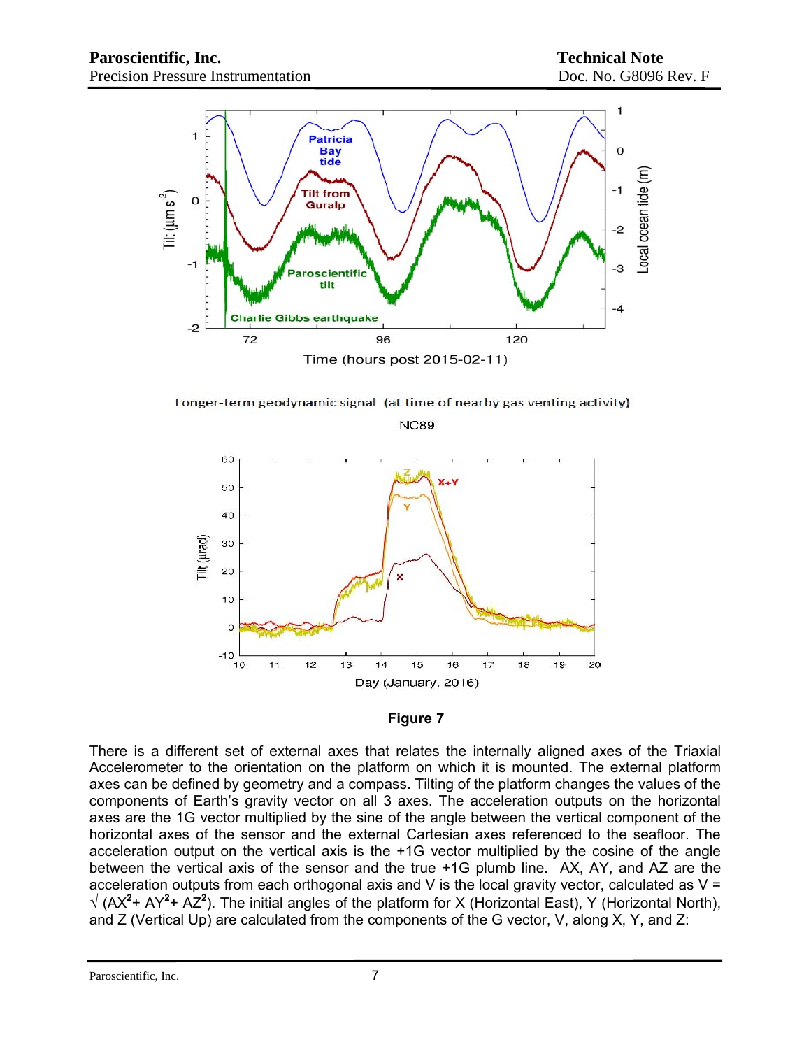Longer-term geodynamic signal (at time of nearby gas venting activity)

NC89

**Figure 7**

There is a different set of external axes that relates the internally aligned axes of the Triaxial Accelerometer to the orientation on the platform on which it is mounted. The external platform axes can be defined by geometry and a compass. Tilting of the platform changes the values of the components of Earth's gravity vector on all 3 axes. The acceleration outputs on the horizontal axes are the 1G vector multiplied by the sine of the angle between the vertical component of the horizontal axes of the sensor and the external Cartesian axes referenced to the seafloor. The acceleration output on the vertical axis is the +1G vector multiplied by the cosine of the angle between the vertical axis of the sensor and the true +1G plumb line. AX, AY, and AZ are the acceleration outputs from each orthogonal axis and V is the local gravity vector, calculated as $V = \sqrt{(AX^2 + AY^2 + AZ^2)}$. The initial angles of the platform for X (Horizontal East), Y (Horizontal North), and Z (Vertical Up) are calculated from the components of the G vector, V, along X, Y, and Z: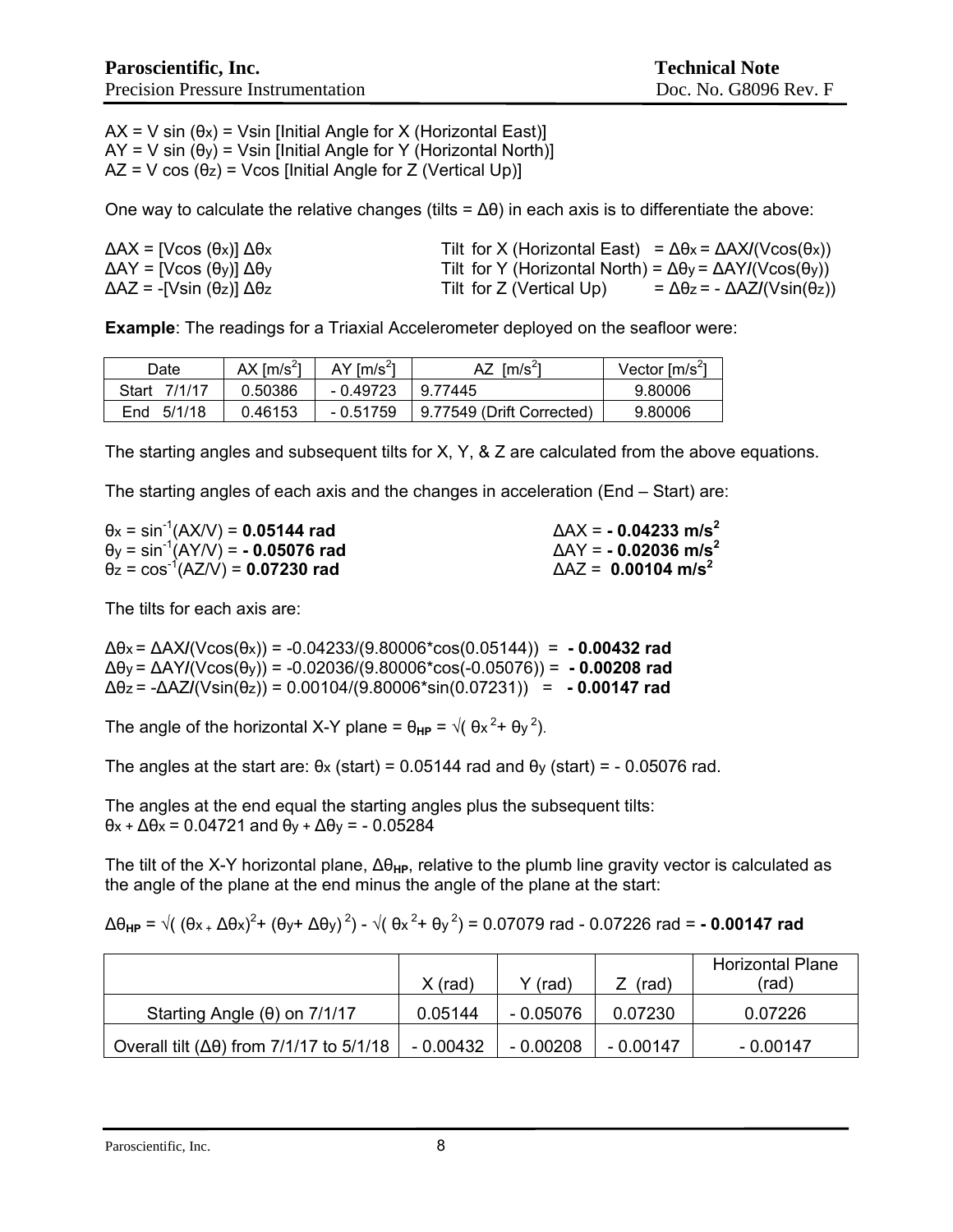$AX = V \sin(\theta_x) = V\sin$ [Initial Angle for X (Horizontal East)]
$AY = V \sin(\theta_y) = V\sin$ [Initial Angle for Y (Horizontal North)]
$AZ = V \cos(\theta_z) = V\cos$ [Initial Angle for Z (Vertical Up)]

One way to calculate the relative changes (tilts = $\Delta\theta$) in each axis is to differentiate the above:

$\Delta AX = [V\cos(\theta_x)]\,\Delta\theta_x$ Tilt for X (Horizontal East) $= \Delta\theta_x = \Delta AX/(V\cos(\theta_x))$
$\Delta AY = [V\cos(\theta_y)]\,\Delta\theta_y$ Tilt for Y (Horizontal North) $= \Delta\theta_y = \Delta AY/(V\cos(\theta_y))$
$\Delta AZ = -[V\sin(\theta_z)]\,\Delta\theta_z$ Tilt for Z (Vertical Up) $= \Delta\theta_z = -\Delta AZ/(V\sin(\theta_z))$

**Example**: The readings for a Triaxial Accelerometer deployed on the seafloor were:

| Date | AX [m/s$^2$] | AY [m/s$^2$] | AZ [m/s$^2$] | Vector [m/s$^2$] |
|---|---|---|---|---|
| Start 7/1/17 | 0.50386 | - 0.49723 | 9.77445 | 9.80006 |
| End 5/1/18 | 0.46153 | - 0.51759 | 9.77549 (Drift Corrected) | 9.80006 |

The starting angles and subsequent tilts for X, Y, & Z are calculated from the above equations.

The starting angles of each axis and the changes in acceleration (End – Start) are:

$\theta_x = \sin^{-1}(AX/V) =$ **0.05144 rad** $\Delta AX =$ **- 0.04233 m/s$^2$**
$\theta_y = \sin^{-1}(AY/V) =$ **- 0.05076 rad** $\Delta AY =$ **- 0.02036 m/s$^2$**
$\theta_z = \cos^{-1}(AZ/V) =$ **0.07230 rad** $\Delta AZ =$ **0.00104 m/s$^2$**

The tilts for each axis are:

$\Delta\theta_x = \Delta AX/(V\cos(\theta_x)) = -0.04233/(9.80006*\cos(0.05144)) =$ **- 0.00432 rad**
$\Delta\theta_y = \Delta AY/(V\cos(\theta_y)) = -0.02036/(9.80006*\cos(-0.05076)) =$ **- 0.00208 rad**
$\Delta\theta_z = -\Delta AZ/(V\sin(\theta_z)) = 0.00104/(9.80006*\sin(0.07231)) =$ **- 0.00147 rad**

The angle of the horizontal X-Y plane = $\theta_{HP} = \sqrt{\theta_x^2 + \theta_y^2}$.

The angles at the start are: $\theta_x$ (start) = 0.05144 rad and $\theta_y$ (start) = - 0.05076 rad.

The angles at the end equal the starting angles plus the subsequent tilts:
$\theta_x + \Delta\theta_x = 0.04721$ and $\theta_y + \Delta\theta_y = -0.05284$

The tilt of the X-Y horizontal plane, $\Delta\theta_{HP}$, relative to the plumb line gravity vector is calculated as the angle of the plane at the end minus the angle of the plane at the start:

$\Delta\theta_{HP} = \sqrt{(\theta_x + \Delta\theta_x)^2 + (\theta_y + \Delta\theta_y)^2} - \sqrt{\theta_x^2 + \theta_y^2} = 0.07079$ rad $- 0.07226$ rad $=$ **- 0.00147 rad**

| | X (rad) | Y (rad) | Z (rad) | Horizontal Plane (rad) |
|---|---|---|---|---|
| Starting Angle ($\theta$) on 7/1/17 | 0.05144 | - 0.05076 | 0.07230 | 0.07226 |
| Overall tilt ($\Delta\theta$) from 7/1/17 to 5/1/18 | - 0.00432 | - 0.00208 | - 0.00147 | - 0.00147 |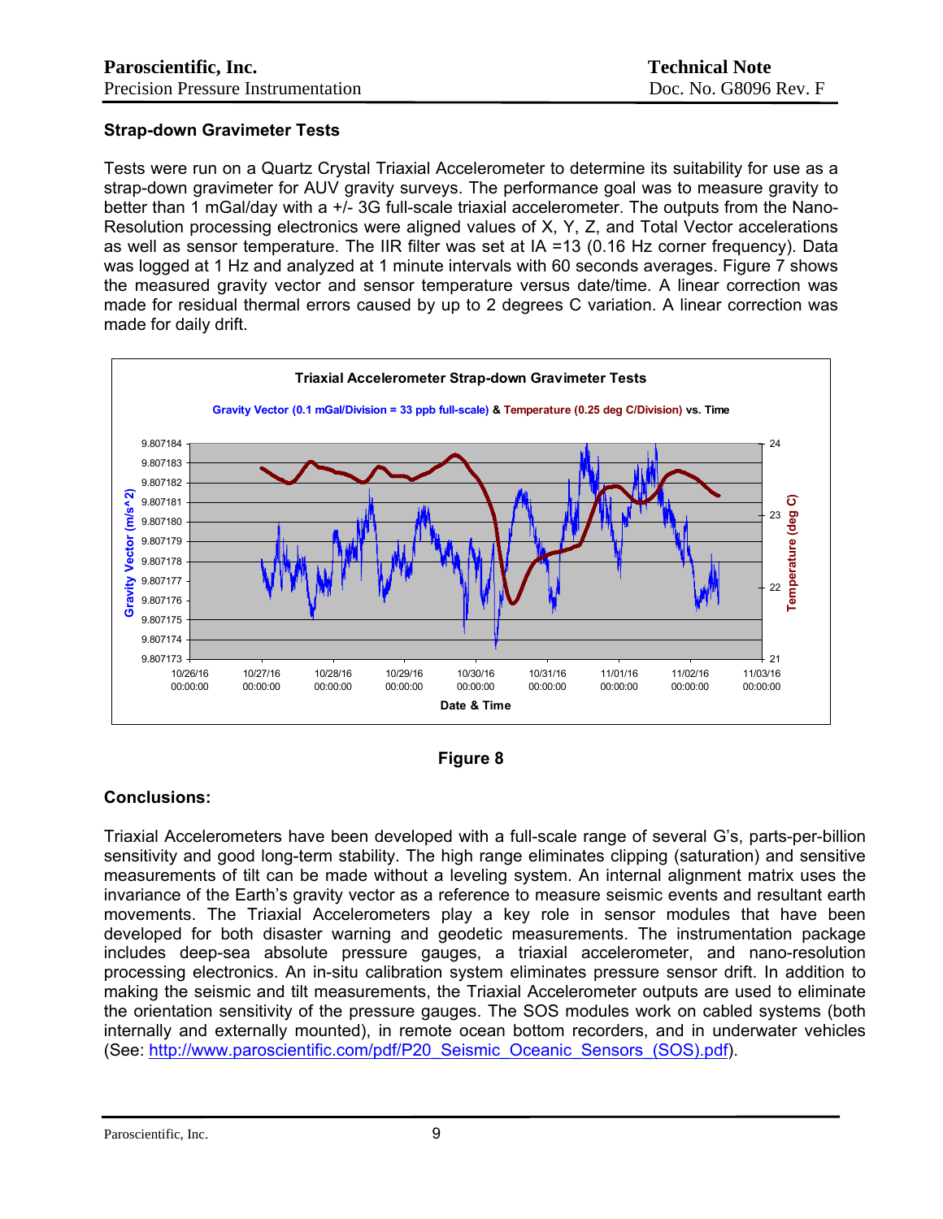## Strap-down Gravimeter Tests

Tests were run on a Quartz Crystal Triaxial Accelerometer to determine its suitability for use as a strap-down gravimeter for AUV gravity surveys. The performance goal was to measure gravity to better than 1 mGal/day with a +/- 3G full-scale triaxial accelerometer. The outputs from the Nano-Resolution processing electronics were aligned values of X, Y, Z, and Total Vector accelerations as well as sensor temperature. The IIR filter was set at IA =13 (0.16 Hz corner frequency). Data was logged at 1 Hz and analyzed at 1 minute intervals with 60 seconds averages. Figure 7 shows the measured gravity vector and sensor temperature versus date/time. A linear correction was made for residual thermal errors caused by up to 2 degrees C variation. A linear correction was made for daily drift.

**Figure 8**

## Conclusions:

Triaxial Accelerometers have been developed with a full-scale range of several G's, parts-per-billion sensitivity and good long-term stability. The high range eliminates clipping (saturation) and sensitive measurements of tilt can be made without a leveling system. An internal alignment matrix uses the invariance of the Earth's gravity vector as a reference to measure seismic events and resultant earth movements. The Triaxial Accelerometers play a key role in sensor modules that have been developed for both disaster warning and geodetic measurements. The instrumentation package includes deep-sea absolute pressure gauges, a triaxial accelerometer, and nano-resolution processing electronics. An in-situ calibration system eliminates pressure sensor drift. In addition to making the seismic and tilt measurements, the Triaxial Accelerometer outputs are used to eliminate the orientation sensitivity of the pressure gauges. The SOS modules work on cabled systems (both internally and externally mounted), in remote ocean bottom recorders, and in underwater vehicles (See: http://www.paroscientific.com/pdf/P20_Seismic_Oceanic_Sensors_(SOS).pdf).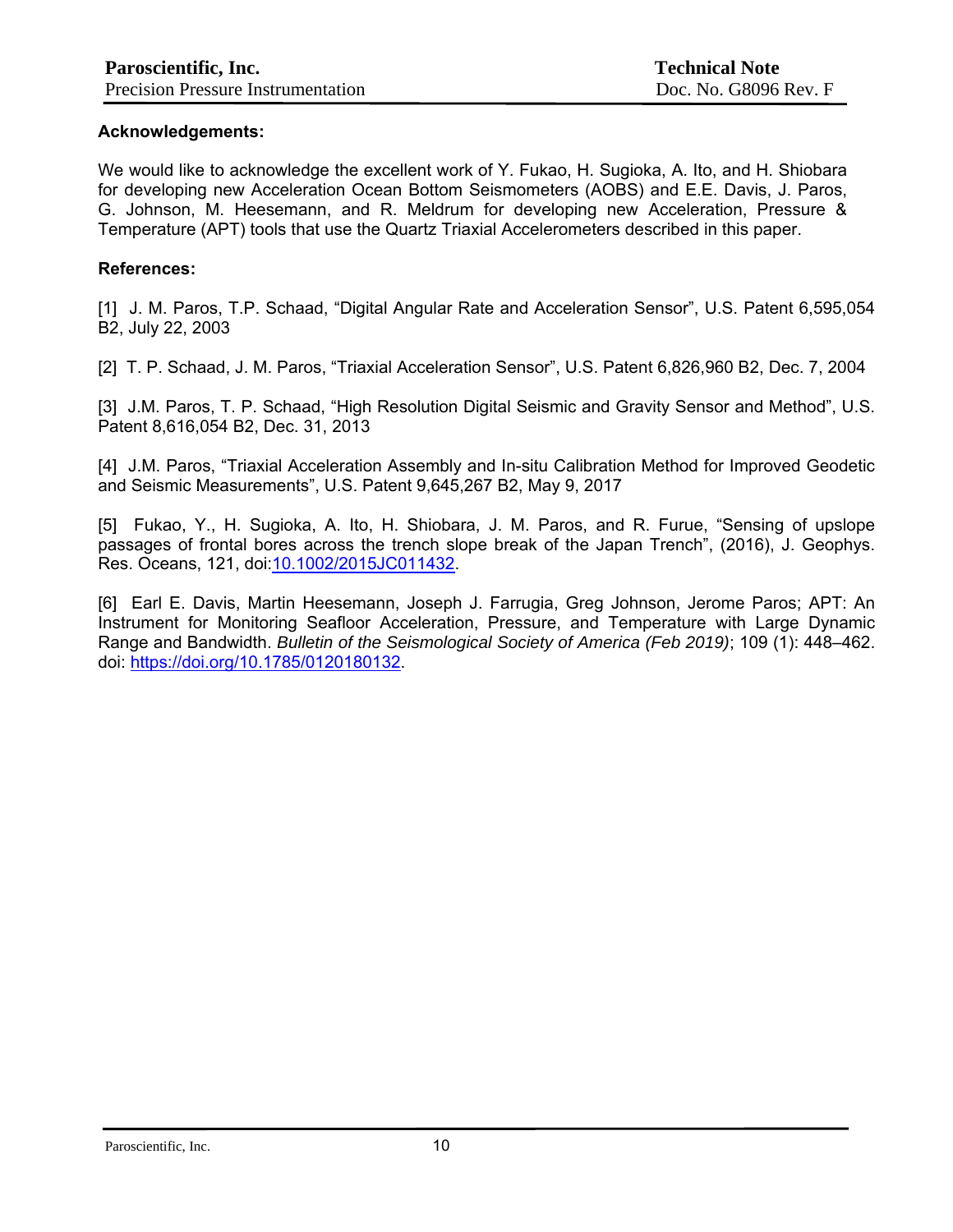### Acknowledgements:

We would like to acknowledge the excellent work of Y. Fukao, H. Sugioka, A. Ito, and H. Shiobara for developing new Acceleration Ocean Bottom Seismometers (AOBS) and E.E. Davis, J. Paros, G. Johnson, M. Heesemann, and R. Meldrum for developing new Acceleration, Pressure & Temperature (APT) tools that use the Quartz Triaxial Accelerometers described in this paper.

### References:

[1] J. M. Paros, T.P. Schaad, "Digital Angular Rate and Acceleration Sensor", U.S. Patent 6,595,054 B2, July 22, 2003

[2] T. P. Schaad, J. M. Paros, "Triaxial Acceleration Sensor", U.S. Patent 6,826,960 B2, Dec. 7, 2004

[3] J.M. Paros, T. P. Schaad, "High Resolution Digital Seismic and Gravity Sensor and Method", U.S. Patent 8,616,054 B2, Dec. 31, 2013

[4] J.M. Paros, "Triaxial Acceleration Assembly and In-situ Calibration Method for Improved Geodetic and Seismic Measurements", U.S. Patent 9,645,267 B2, May 9, 2017

[5] Fukao, Y., H. Sugioka, A. Ito, H. Shiobara, J. M. Paros, and R. Furue, "Sensing of upslope passages of frontal bores across the trench slope break of the Japan Trench", (2016), J. Geophys. Res. Oceans, 121, doi:10.1002/2015JC011432.

[6] Earl E. Davis, Martin Heesemann, Joseph J. Farrugia, Greg Johnson, Jerome Paros; APT: An Instrument for Monitoring Seafloor Acceleration, Pressure, and Temperature with Large Dynamic Range and Bandwidth. *Bulletin of the Seismological Society of America (Feb 2019)*; 109 (1): 448–462. doi: https://doi.org/10.1785/0120180132.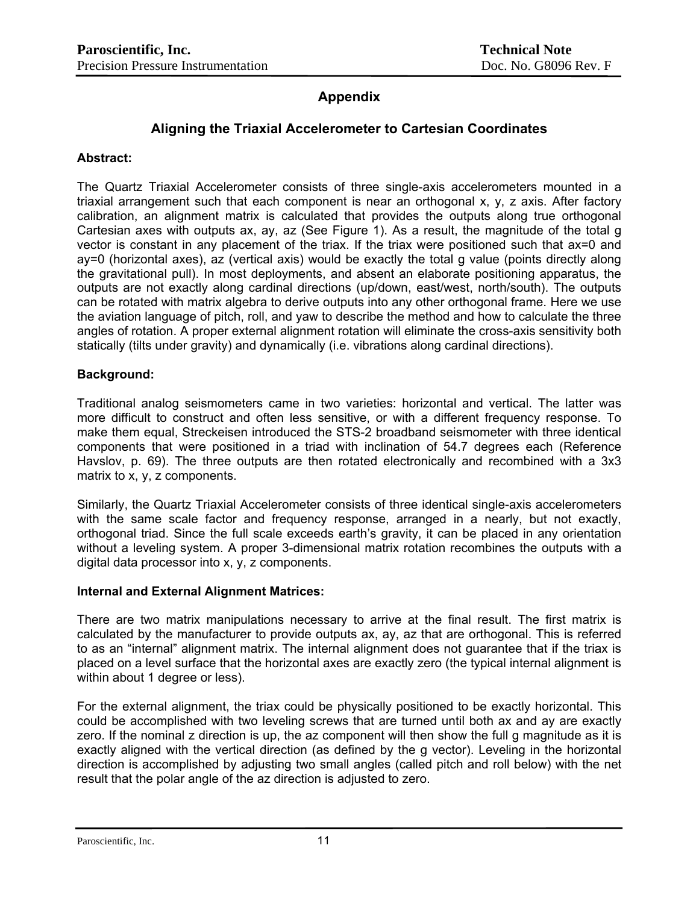# Appendix

## Aligning the Triaxial Accelerometer to Cartesian Coordinates

**Abstract:**

The Quartz Triaxial Accelerometer consists of three single-axis accelerometers mounted in a triaxial arrangement such that each component is near an orthogonal x, y, z axis. After factory calibration, an alignment matrix is calculated that provides the outputs along true orthogonal Cartesian axes with outputs ax, ay, az (See Figure 1). As a result, the magnitude of the total g vector is constant in any placement of the triax. If the triax were positioned such that ax=0 and ay=0 (horizontal axes), az (vertical axis) would be exactly the total g value (points directly along the gravitational pull). In most deployments, and absent an elaborate positioning apparatus, the outputs are not exactly along cardinal directions (up/down, east/west, north/south). The outputs can be rotated with matrix algebra to derive outputs into any other orthogonal frame. Here we use the aviation language of pitch, roll, and yaw to describe the method and how to calculate the three angles of rotation. A proper external alignment rotation will eliminate the cross-axis sensitivity both statically (tilts under gravity) and dynamically (i.e. vibrations along cardinal directions).

**Background:**

Traditional analog seismometers came in two varieties: horizontal and vertical. The latter was more difficult to construct and often less sensitive, or with a different frequency response. To make them equal, Streckeisen introduced the STS-2 broadband seismometer with three identical components that were positioned in a triad with inclination of 54.7 degrees each (Reference Havslov, p. 69). The three outputs are then rotated electronically and recombined with a 3x3 matrix to x, y, z components.

Similarly, the Quartz Triaxial Accelerometer consists of three identical single-axis accelerometers with the same scale factor and frequency response, arranged in a nearly, but not exactly, orthogonal triad. Since the full scale exceeds earth's gravity, it can be placed in any orientation without a leveling system. A proper 3-dimensional matrix rotation recombines the outputs with a digital data processor into x, y, z components.

**Internal and External Alignment Matrices:**

There are two matrix manipulations necessary to arrive at the final result. The first matrix is calculated by the manufacturer to provide outputs ax, ay, az that are orthogonal. This is referred to as an "internal" alignment matrix. The internal alignment does not guarantee that if the triax is placed on a level surface that the horizontal axes are exactly zero (the typical internal alignment is within about 1 degree or less).

For the external alignment, the triax could be physically positioned to be exactly horizontal. This could be accomplished with two leveling screws that are turned until both ax and ay are exactly zero. If the nominal z direction is up, the az component will then show the full g magnitude as it is exactly aligned with the vertical direction (as defined by the g vector). Leveling in the horizontal direction is accomplished by adjusting two small angles (called pitch and roll below) with the net result that the polar angle of the az direction is adjusted to zero.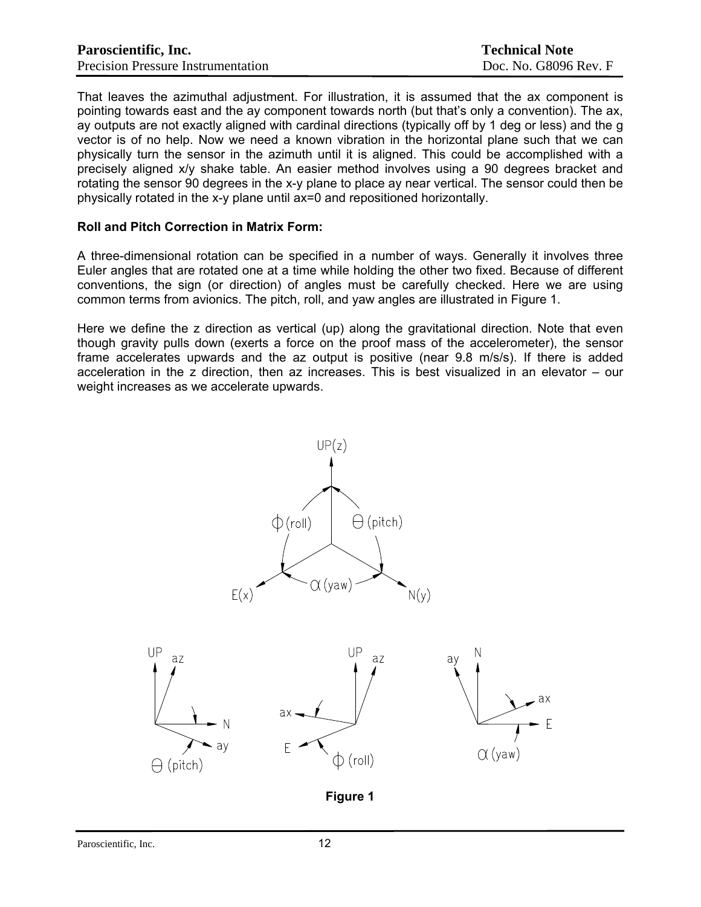That leaves the azimuthal adjustment. For illustration, it is assumed that the ax component is pointing towards east and the ay component towards north (but that's only a convention). The ax, ay outputs are not exactly aligned with cardinal directions (typically off by 1 deg or less) and the g vector is of no help. Now we need a known vibration in the horizontal plane such that we can physically turn the sensor in the azimuth until it is aligned. This could be accomplished with a precisely aligned x/y shake table. An easier method involves using a 90 degrees bracket and rotating the sensor 90 degrees in the x-y plane to place ay near vertical. The sensor could then be physically rotated in the x-y plane until ax=0 and repositioned horizontally.

**Roll and Pitch Correction in Matrix Form:**

A three-dimensional rotation can be specified in a number of ways. Generally it involves three Euler angles that are rotated one at a time while holding the other two fixed. Because of different conventions, the sign (or direction) of angles must be carefully checked. Here we are using common terms from avionics. The pitch, roll, and yaw angles are illustrated in Figure 1.

Here we define the z direction as vertical (up) along the gravitational direction. Note that even though gravity pulls down (exerts a force on the proof mass of the accelerometer), the sensor frame accelerates upwards and the az output is positive (near 9.8 m/s/s). If there is added acceleration in the z direction, then az increases. This is best visualized in an elevator – our weight increases as we accelerate upwards.

**Figure 1**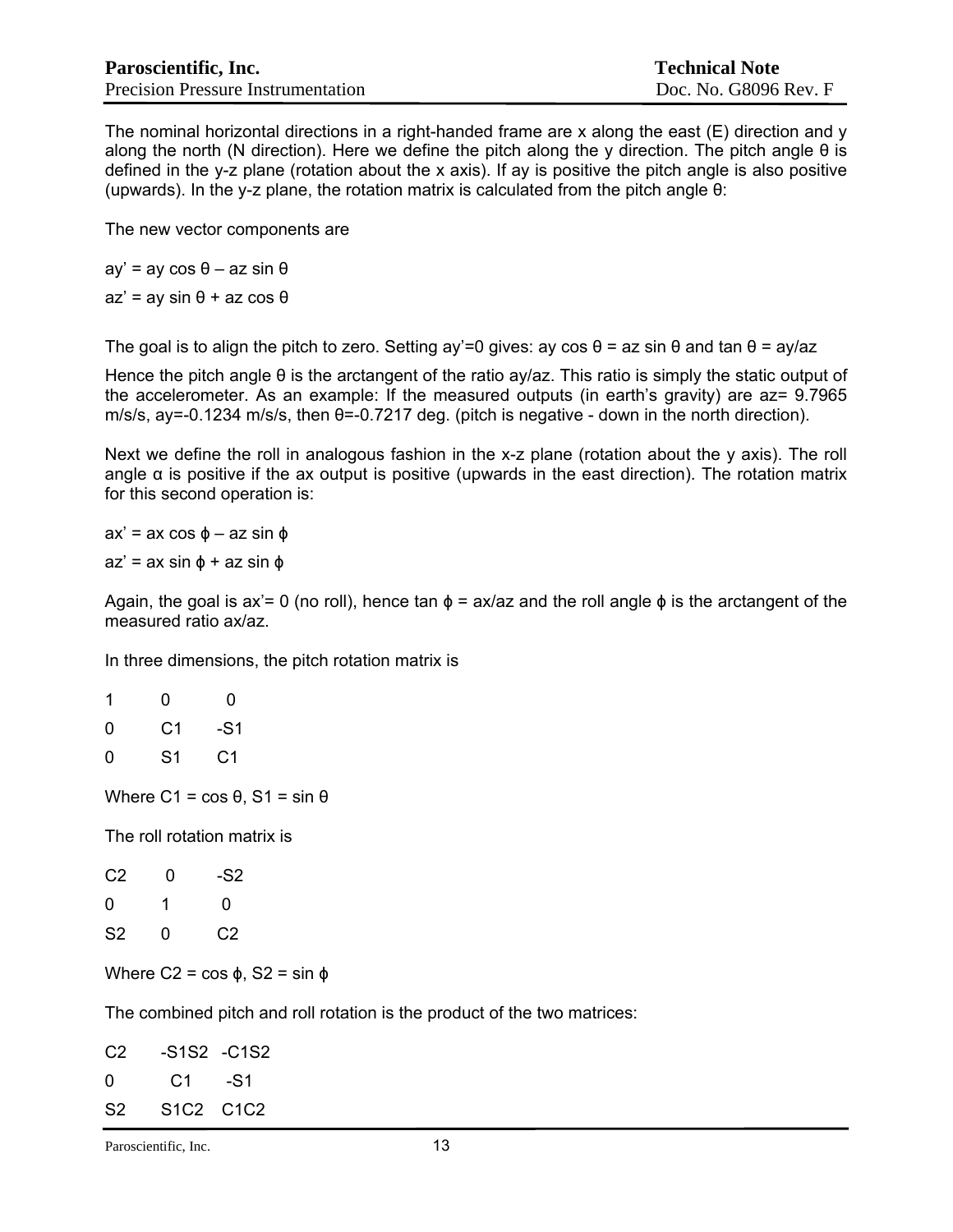The nominal horizontal directions in a right-handed frame are x along the east (E) direction and y along the north (N direction). Here we define the pitch along the y direction. The pitch angle θ is defined in the y-z plane (rotation about the x axis). If ay is positive the pitch angle is also positive (upwards). In the y-z plane, the rotation matrix is calculated from the pitch angle θ:

The new vector components are

$ay' = ay \cos \theta - az \sin \theta$

$az' = ay \sin \theta + az \cos \theta$

The goal is to align the pitch to zero. Setting ay'=0 gives: $ay \cos \theta = az \sin \theta$ and $\tan \theta = ay/az$

Hence the pitch angle θ is the arctangent of the ratio ay/az. This ratio is simply the static output of the accelerometer. As an example: If the measured outputs (in earth's gravity) are az= 9.7965 m/s/s, ay=-0.1234 m/s/s, then θ=-0.7217 deg. (pitch is negative - down in the north direction).

Next we define the roll in analogous fashion in the x-z plane (rotation about the y axis). The roll angle α is positive if the ax output is positive (upwards in the east direction). The rotation matrix for this second operation is:

$ax' = ax \cos \phi - az \sin \phi$

$az' = ax \sin \phi + az \sin \phi$

Again, the goal is ax'= 0 (no roll), hence $\tan \phi = ax/az$ and the roll angle ϕ is the arctangent of the measured ratio ax/az.

In three dimensions, the pitch rotation matrix is

$$
\begin{matrix}
1 & 0 & 0 \\
0 & C1 & -S1 \\
0 & S1 & C1
\end{matrix}
$$

Where C1 = cos θ, S1 = sin θ

The roll rotation matrix is

$$
\begin{matrix}
C2 & 0 & -S2 \\
0 & 1 & 0 \\
S2 & 0 & C2
\end{matrix}
$$

Where C2 = cos ϕ, S2 = sin ϕ

The combined pitch and roll rotation is the product of the two matrices:

$$
\begin{matrix}
C2 & -S1S2 & -C1S2 \\
0 & C1 & -S1 \\
S2 & S1C2 & C1C2
\end{matrix}
$$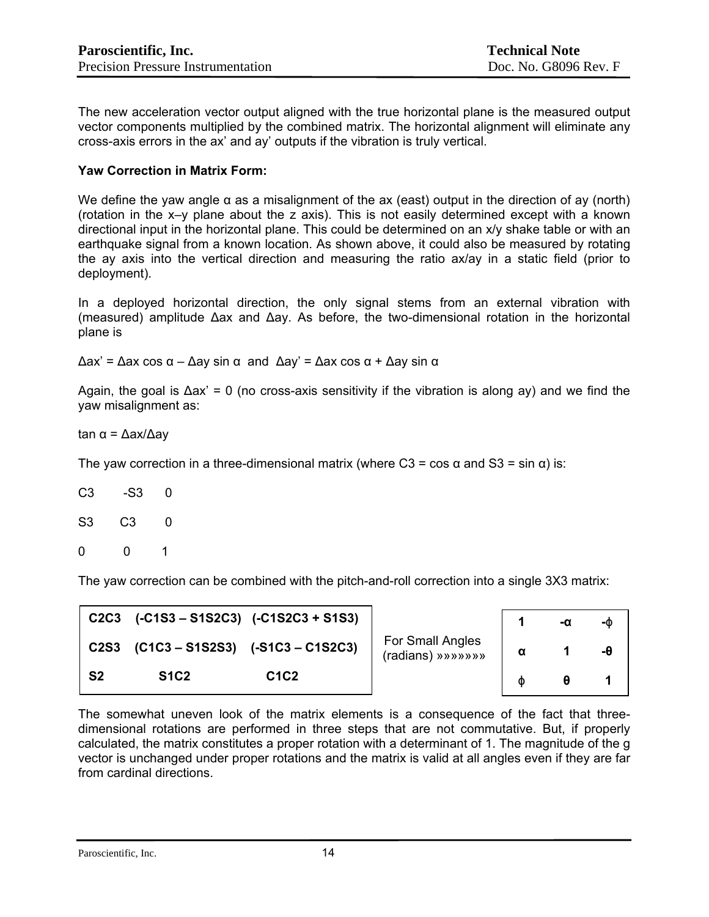The new acceleration vector output aligned with the true horizontal plane is the measured output vector components multiplied by the combined matrix. The horizontal alignment will eliminate any cross-axis errors in the ax' and ay' outputs if the vibration is truly vertical.

**Yaw Correction in Matrix Form:**

We define the yaw angle α as a misalignment of the ax (east) output in the direction of ay (north) (rotation in the x–y plane about the z axis). This is not easily determined except with a known directional input in the horizontal plane. This could be determined on an x/y shake table or with an earthquake signal from a known location. As shown above, it could also be measured by rotating the ay axis into the vertical direction and measuring the ratio ax/ay in a static field (prior to deployment).

In a deployed horizontal direction, the only signal stems from an external vibration with (measured) amplitude Δax and Δay. As before, the two-dimensional rotation in the horizontal plane is

$\Delta ax' = \Delta ax \cos\alpha - \Delta ay \sin\alpha$ and $\Delta ay' = \Delta ax \cos\alpha + \Delta ay \sin\alpha$

Again, the goal is $\Delta ax' = 0$ (no cross-axis sensitivity if the vibration is along ay) and we find the yaw misalignment as:

$\tan\alpha = \Delta ax/\Delta ay$

The yaw correction in a three-dimensional matrix (where C3 = cos α and S3 = sin α) is:

$$\begin{matrix} C3 & -S3 & 0 \\ S3 & C3 & 0 \\ 0 & 0 & 1 \end{matrix}$$

The yaw correction can be combined with the pitch-and-roll correction into a single 3X3 matrix:

$$\begin{bmatrix} C2C3 & (-C1S3 - S1S2C3) & (-C1S2C3 + S1S3) \\ C2S3 & (C1C3 - S1S2S3) & (-S1C3 - C1S2C3) \\ S2 & S1C2 & C1C2 \end{bmatrix} \quad \text{For Small Angles (radians) »»»»»»»} \quad \begin{bmatrix} 1 & -\alpha & -\phi \\ \alpha & 1 & -\theta \\ \phi & \theta & 1 \end{bmatrix}$$

The somewhat uneven look of the matrix elements is a consequence of the fact that three-dimensional rotations are performed in three steps that are not commutative. But, if properly calculated, the matrix constitutes a proper rotation with a determinant of 1. The magnitude of the g vector is unchanged under proper rotations and the matrix is valid at all angles even if they are far from cardinal directions.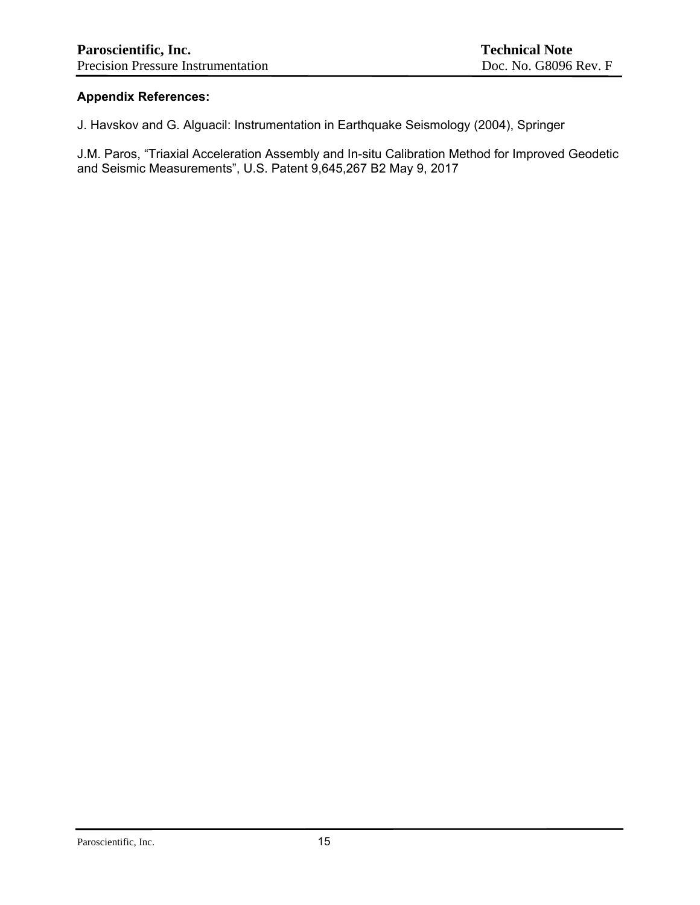**Appendix References:**

J. Havskov and G. Alguacil: Instrumentation in Earthquake Seismology (2004), Springer

J.M. Paros, "Triaxial Acceleration Assembly and In-situ Calibration Method for Improved Geodetic and Seismic Measurements", U.S. Patent 9,645,267 B2 May 9, 2017